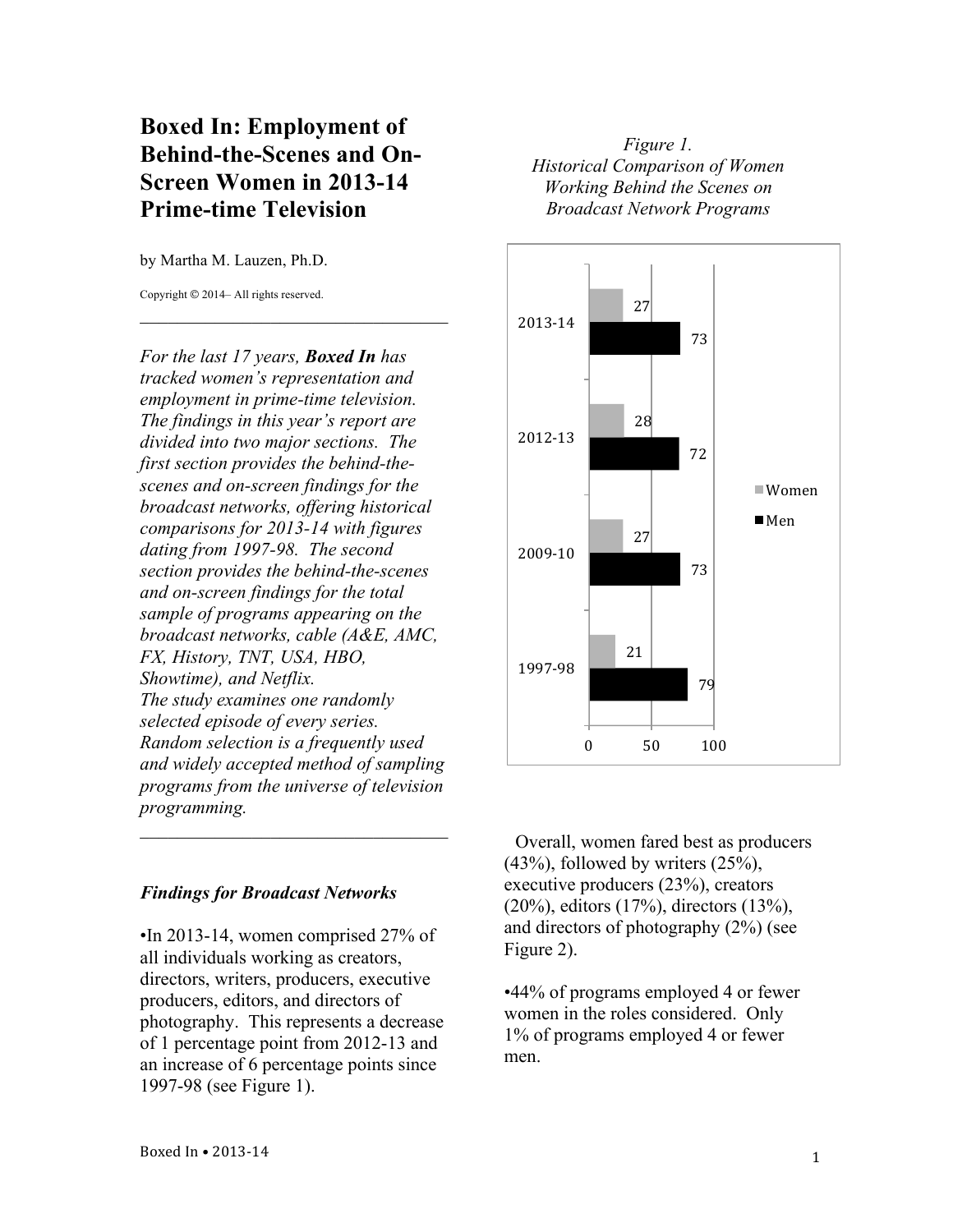# Boxed In: Employment of Behind-the-Scenes and On-Screen Women in 2013-14 Prime-time Television

by Martha M. Lauzen, Ph.D.

Copyright © 2014– All rights reserved.

---

*For the last 17 years, **Boxed In** has tracked women's representation and employment in prime-time television. The findings in this year's report are divided into two major sections. The first section provides the behind-the-scenes and on-screen findings for the broadcast networks, offering historical comparisons for 2013-14 with figures dating from 1997-98. The second section provides the behind-the-scenes and on-screen findings for the total sample of programs appearing on the broadcast networks, cable (A&E, AMC, FX, History, TNT, USA, HBO, Showtime), and Netflix. The study examines one randomly selected episode of every series. Random selection is a frequently used and widely accepted method of sampling programs from the universe of television programming.*

---

### *Findings for Broadcast Networks*

•In 2013-14, women comprised 27% of all individuals working as creators, directors, writers, producers, executive producers, editors, and directors of photography. This represents a decrease of 1 percentage point from 2012-13 and an increase of 6 percentage points since 1997-98 (see Figure 1).

*Figure 1.*
*Historical Comparison of Women Working Behind the Scenes on Broadcast Network Programs*

| Season | Women | Men |
|---|---|---|
| 2013-14 | 27 | 73 |
| 2012-13 | 28 | 72 |
| 2009-10 | 27 | 73 |
| 1997-98 | 21 | 79 |

Overall, women fared best as producers (43%), followed by writers (25%), executive producers (23%), creators (20%), editors (17%), directors (13%), and directors of photography (2%) (see Figure 2).

•44% of programs employed 4 or fewer women in the roles considered. Only 1% of programs employed 4 or fewer men.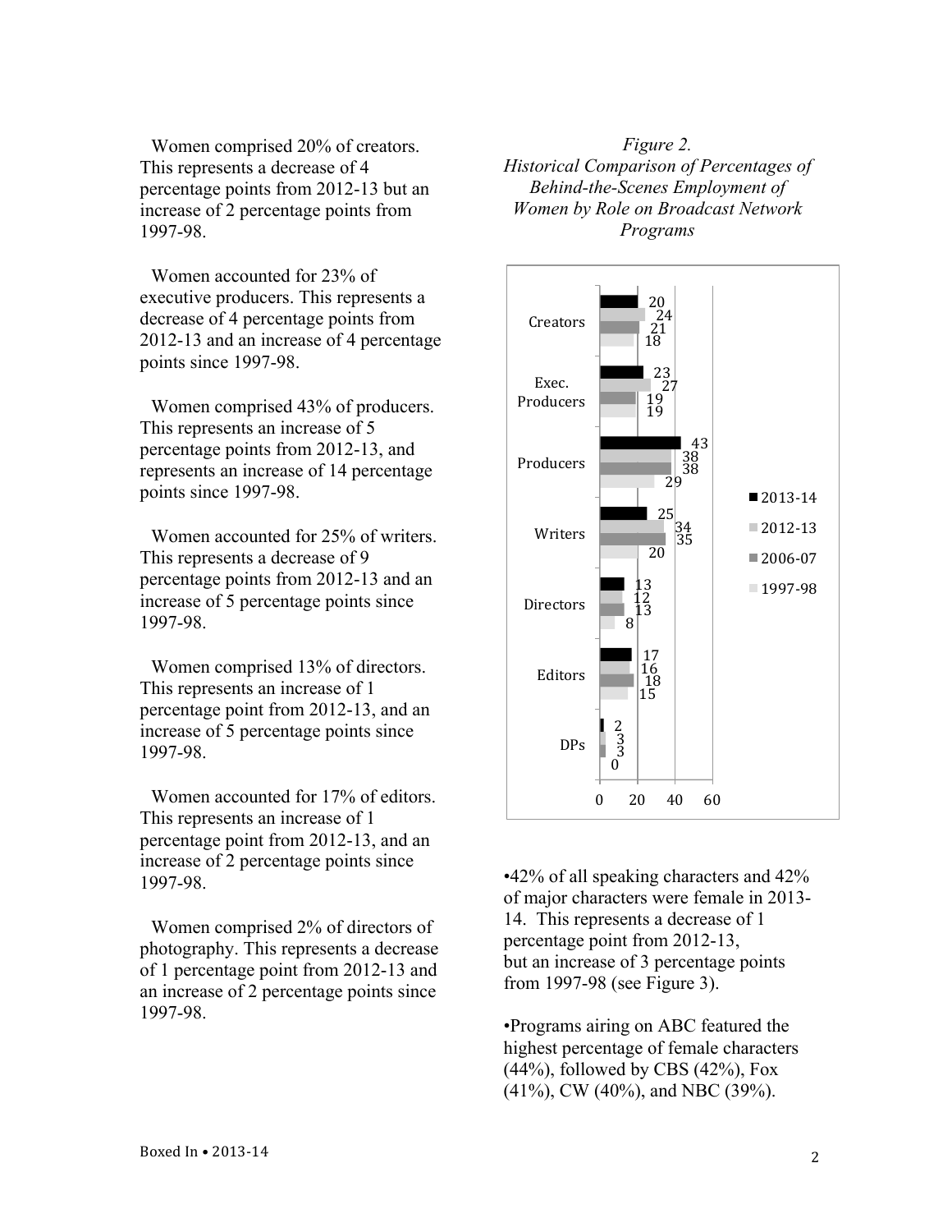Women comprised 20% of creators. This represents a decrease of 4 percentage points from 2012-13 but an increase of 2 percentage points from 1997-98.

Women accounted for 23% of executive producers. This represents a decrease of 4 percentage points from 2012-13 and an increase of 4 percentage points since 1997-98.

Women comprised 43% of producers. This represents an increase of 5 percentage points from 2012-13, and represents an increase of 14 percentage points since 1997-98.

Women accounted for 25% of writers. This represents a decrease of 9 percentage points from 2012-13 and an increase of 5 percentage points since 1997-98.

Women comprised 13% of directors. This represents an increase of 1 percentage point from 2012-13, and an increase of 5 percentage points since 1997-98.

Women accounted for 17% of editors. This represents an increase of 1 percentage point from 2012-13, and an increase of 2 percentage points since 1997-98.

Women comprised 2% of directors of photography. This represents a decrease of 1 percentage point from 2012-13 and an increase of 2 percentage points since 1997-98.

*Figure 2.*
*Historical Comparison of Percentages of Behind-the-Scenes Employment of Women by Role on Broadcast Network Programs*

| Role | 2013-14 | 2012-13 | 2006-07 | 1997-98 |
|---|---|---|---|---|
| Creators | 20 | 24 | 21 | 18 |
| Exec. Producers | 23 | 27 | 19 | 19 |
| Producers | 43 | 38 | 38 | 29 |
| Writers | 25 | 34 | 35 | 20 |
| Directors | 13 | 12 | 13 | 8 |
| Editors | 17 | 16 | 18 | 15 |
| DPs | 2 | 3 | 3 | 0 |

•42% of all speaking characters and 42% of major characters were female in 2013-14. This represents a decrease of 1 percentage point from 2012-13, but an increase of 3 percentage points from 1997-98 (see Figure 3).

•Programs airing on ABC featured the highest percentage of female characters (44%), followed by CBS (42%), Fox (41%), CW (40%), and NBC (39%).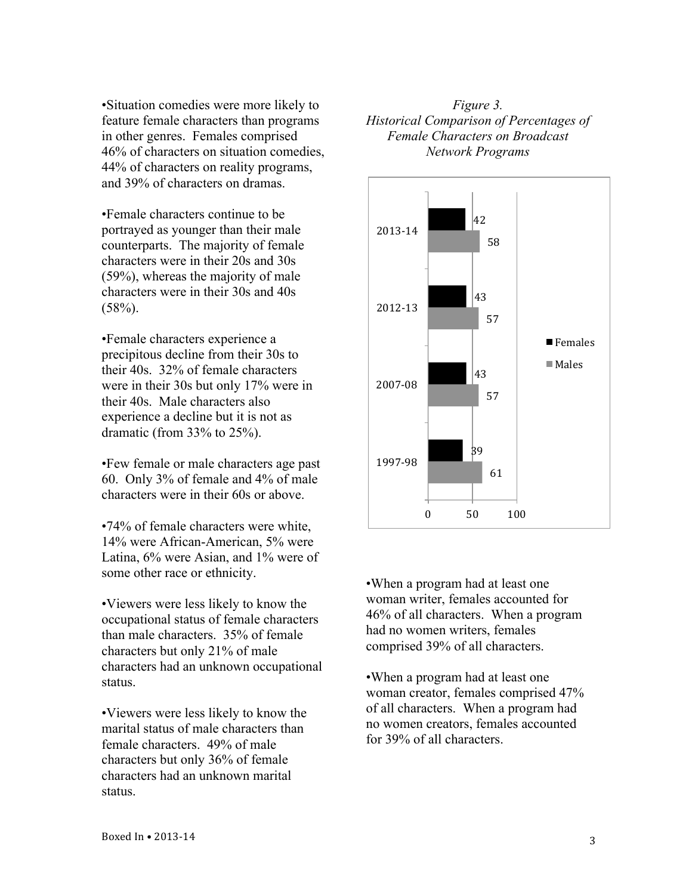•Situation comedies were more likely to feature female characters than programs in other genres. Females comprised 46% of characters on situation comedies, 44% of characters on reality programs, and 39% of characters on dramas.

•Female characters continue to be portrayed as younger than their male counterparts. The majority of female characters were in their 20s and 30s (59%), whereas the majority of male characters were in their 30s and 40s (58%).

•Female characters experience a precipitous decline from their 30s to their 40s. 32% of female characters were in their 30s but only 17% were in their 40s. Male characters also experience a decline but it is not as dramatic (from 33% to 25%).

•Few female or male characters age past 60. Only 3% of female and 4% of male characters were in their 60s or above.

•74% of female characters were white, 14% were African-American, 5% were Latina, 6% were Asian, and 1% were of some other race or ethnicity.

•Viewers were less likely to know the occupational status of female characters than male characters. 35% of female characters but only 21% of male characters had an unknown occupational status.

•Viewers were less likely to know the marital status of male characters than female characters. 49% of male characters but only 36% of female characters had an unknown marital status.

*Figure 3.*
*Historical Comparison of Percentages of Female Characters on Broadcast Network Programs*

| Season | Females | Males |
|---|---|---|
| 2013-14 | 42 | 58 |
| 2012-13 | 43 | 57 |
| 2007-08 | 43 | 57 |
| 1997-98 | 39 | 61 |

•When a program had at least one woman writer, females accounted for 46% of all characters. When a program had no women writers, females comprised 39% of all characters.

•When a program had at least one woman creator, females comprised 47% of all characters. When a program had no women creators, females accounted for 39% of all characters.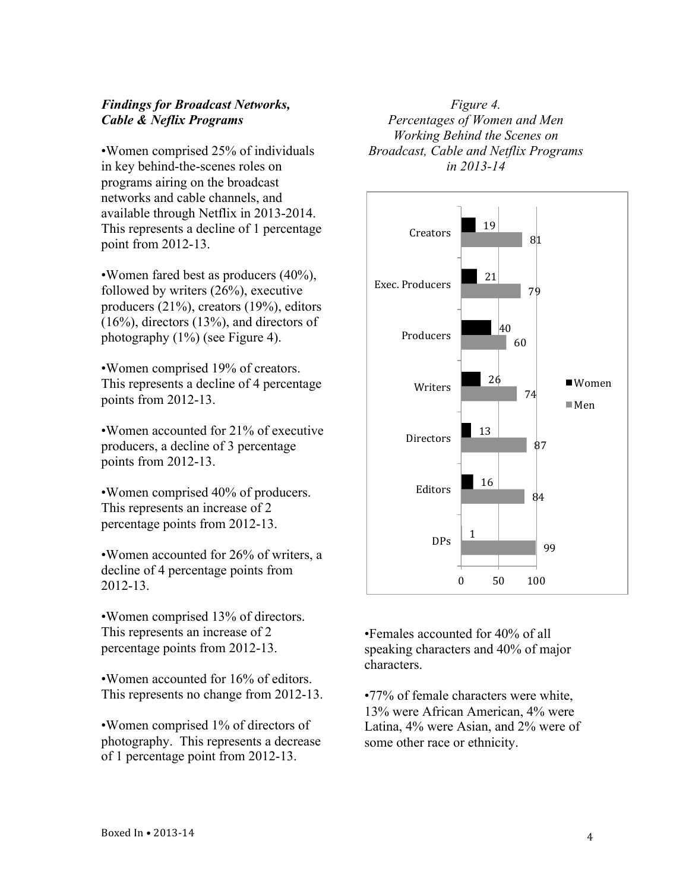### *Findings for Broadcast Networks, Cable & Neflix Programs*

- Women comprised 25% of individuals in key behind-the-scenes roles on programs airing on the broadcast networks and cable channels, and available through Netflix in 2013-2014. This represents a decline of 1 percentage point from 2012-13.

- Women fared best as producers (40%), followed by writers (26%), executive producers (21%), creators (19%), editors (16%), directors (13%), and directors of photography (1%) (see Figure 4).

- Women comprised 19% of creators. This represents a decline of 4 percentage points from 2012-13.

- Women accounted for 21% of executive producers, a decline of 3 percentage points from 2012-13.

- Women comprised 40% of producers. This represents an increase of 2 percentage points from 2012-13.

- Women accounted for 26% of writers, a decline of 4 percentage points from 2012-13.

- Women comprised 13% of directors. This represents an increase of 2 percentage points from 2012-13.

- Women accounted for 16% of editors. This represents no change from 2012-13.

- Women comprised 1% of directors of photography. This represents a decrease of 1 percentage point from 2012-13.

*Figure 4.*
*Percentages of Women and Men Working Behind the Scenes on Broadcast, Cable and Netflix Programs in 2013-14*

| Role | Women | Men |
|---|---|---|
| Creators | 19 | 81 |
| Exec. Producers | 21 | 79 |
| Producers | 40 | 60 |
| Writers | 26 | 74 |
| Directors | 13 | 87 |
| Editors | 16 | 84 |
| DPs | 1 | 99 |

- Females accounted for 40% of all speaking characters and 40% of major characters.

- 77% of female characters were white, 13% were African American, 4% were Latina, 4% were Asian, and 2% were of some other race or ethnicity.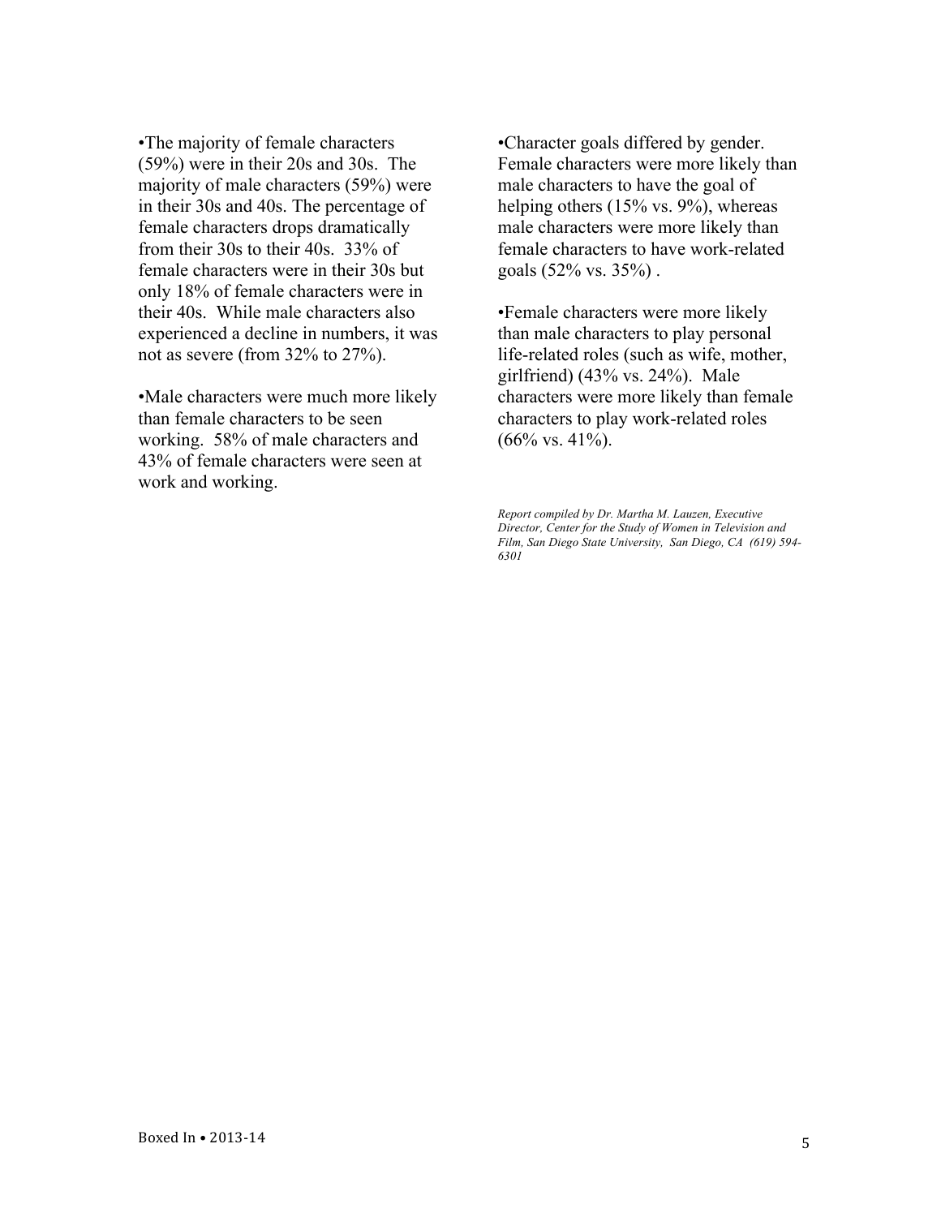•The majority of female characters (59%) were in their 20s and 30s. The majority of male characters (59%) were in their 30s and 40s. The percentage of female characters drops dramatically from their 30s to their 40s. 33% of female characters were in their 30s but only 18% of female characters were in their 40s. While male characters also experienced a decline in numbers, it was not as severe (from 32% to 27%).

•Male characters were much more likely than female characters to be seen working. 58% of male characters and 43% of female characters were seen at work and working.

•Character goals differed by gender. Female characters were more likely than male characters to have the goal of helping others (15% vs. 9%), whereas male characters were more likely than female characters to have work-related goals (52% vs. 35%) .

•Female characters were more likely than male characters to play personal life-related roles (such as wife, mother, girlfriend) (43% vs. 24%). Male characters were more likely than female characters to play work-related roles (66% vs. 41%).

*Report compiled by Dr. Martha M. Lauzen, Executive Director, Center for the Study of Women in Television and Film, San Diego State University, San Diego, CA (619) 594-6301*